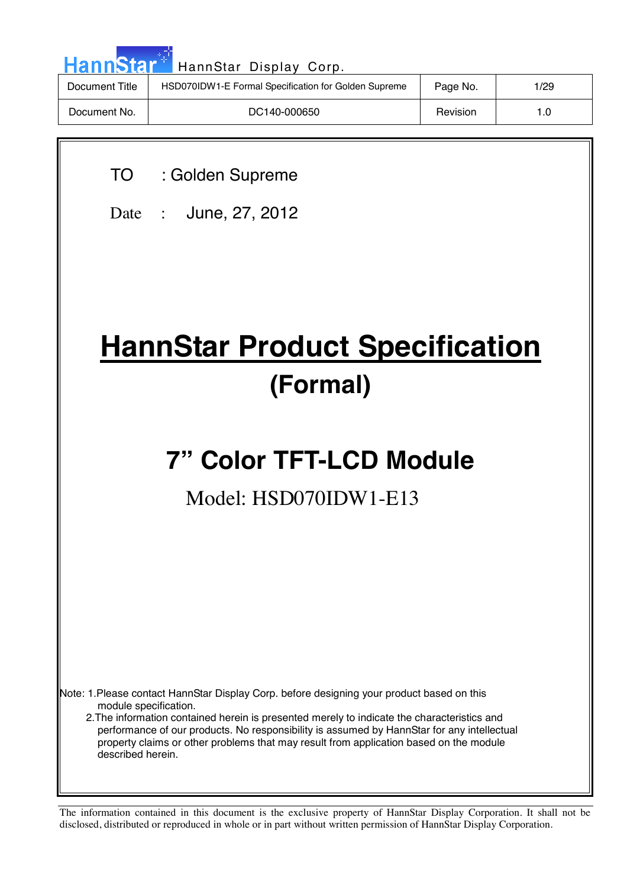| Document Title | HSD070IDW1-E Formal Specification for Golden Supreme | Page No. | 1/29 |
|---|---|---|---|
| Document No. | DC140-000650 | Revision | 1.0 |

TO : Golden Supreme

Date : June, 27, 2012

# HannStar Product Specification

## (Formal)

# 7" Color TFT-LCD Module

Model: HSD070IDW1-E13

Note: 1.Please contact HannStar Display Corp. before designing your product based on this module specification.

2.The information contained herein is presented merely to indicate the characteristics and performance of our products. No responsibility is assumed by HannStar for any intellectual property claims or other problems that may result from application based on the module described herein.

The information contained in this document is the exclusive property of HannStar Display Corporation. It shall not be disclosed, distributed or reproduced in whole or in part without written permission of HannStar Display Corporation.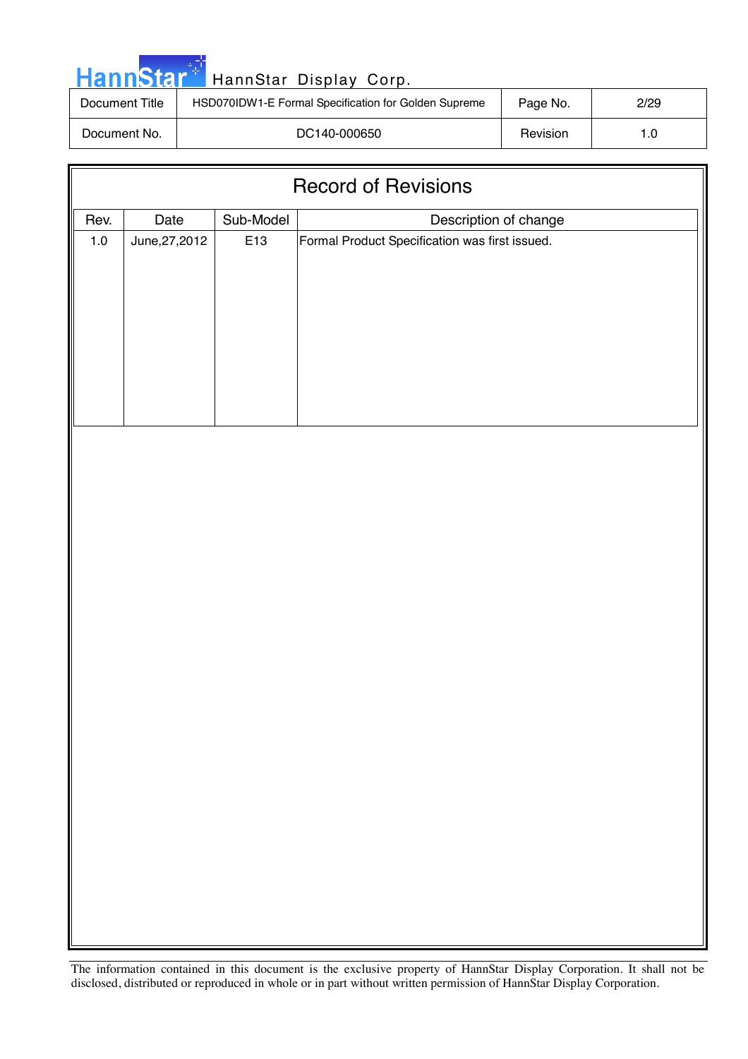# Record of Revisions

| Rev. | Date | Sub-Model | Description of change |
|---|---|---|---|
| 1.0 | June,27,2012 | E13 | Formal Product Specification was first issued. |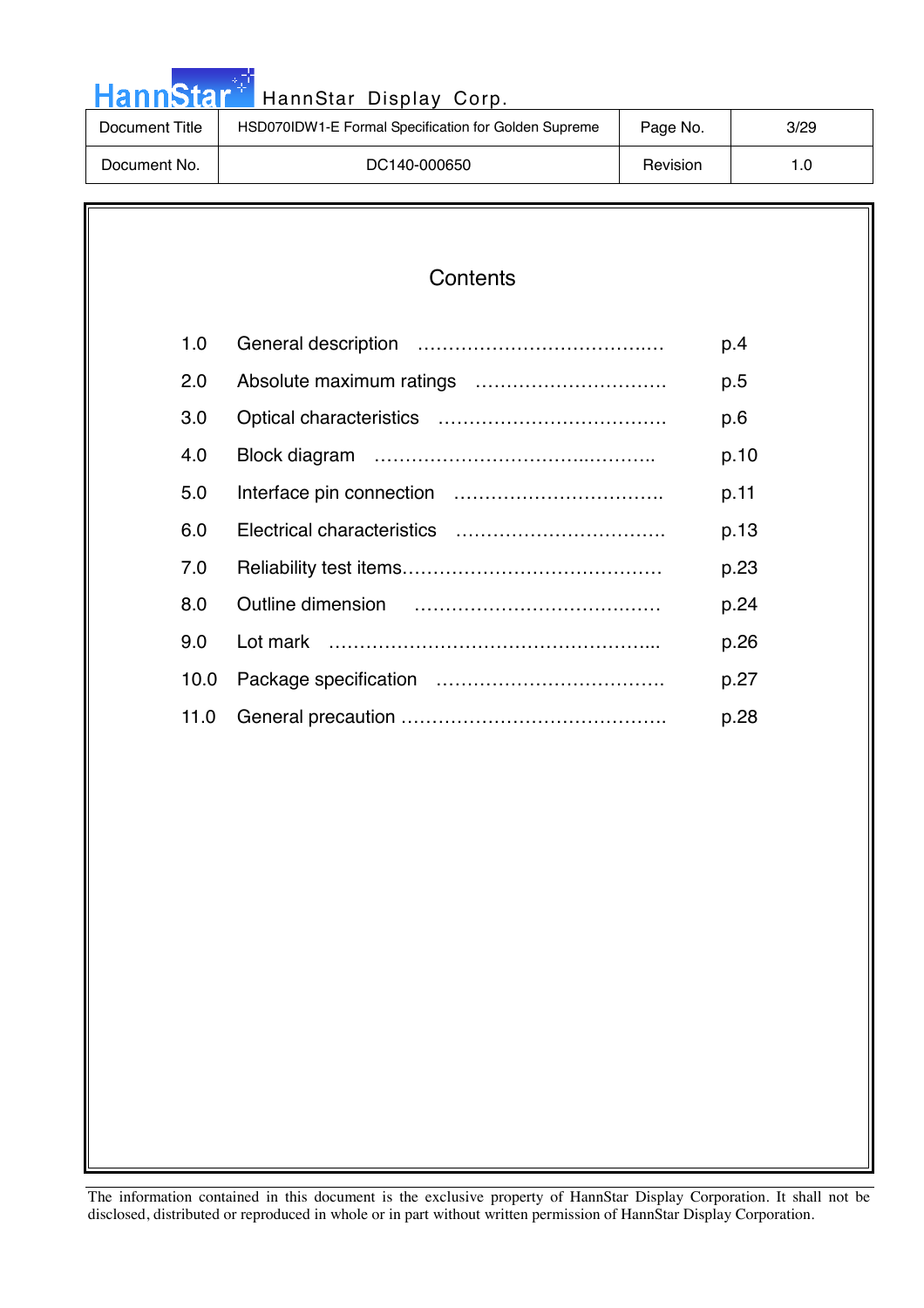# Contents

| | | |
|---|---|---|
| 1.0 | General description …………………………………. | p.4 |
| 2.0 | Absolute maximum ratings …………………………. | p.5 |
| 3.0 | Optical characteristics ………………………………. | p.6 |
| 4.0 | Block diagram ………………………………………….. | p.10 |
| 5.0 | Interface pin connection ……………………………. | p.11 |
| 6.0 | Electrical characteristics ……………………………. | p.13 |
| 7.0 | Reliability test items……………………………………. | p.23 |
| 8.0 | Outline dimension ………………………………….. | p.24 |
| 9.0 | Lot mark ……………………………………………... | p.26 |
| 10.0 | Package specification ………………………………. | p.27 |
| 11.0 | General precaution ……………………………………. | p.28 |

The information contained in this document is the exclusive property of HannStar Display Corporation. It shall not be disclosed, distributed or reproduced in whole or in part without written permission of HannStar Display Corporation.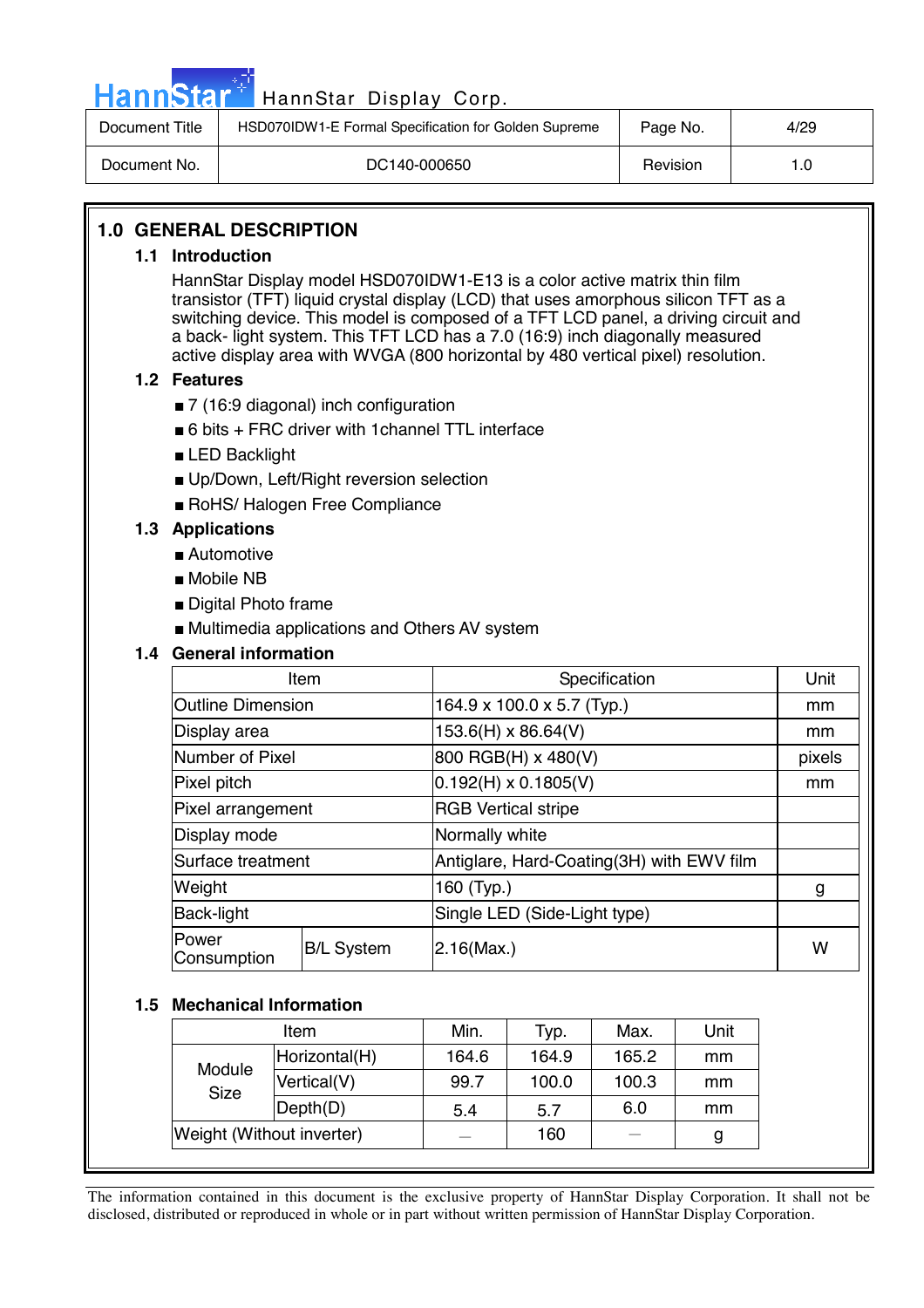## 1.0 GENERAL DESCRIPTION

### 1.1 Introduction

HannStar Display model HSD070IDW1-E13 is a color active matrix thin film transistor (TFT) liquid crystal display (LCD) that uses amorphous silicon TFT as a switching device. This model is composed of a TFT LCD panel, a driving circuit and a back- light system. This TFT LCD has a 7.0 (16:9) inch diagonally measured active display area with WVGA (800 horizontal by 480 vertical pixel) resolution.

### 1.2 Features

- 7 (16:9 diagonal) inch configuration
- 6 bits + FRC driver with 1channel TTL interface
- LED Backlight
- Up/Down, Left/Right reversion selection
- RoHS/ Halogen Free Compliance

### 1.3 Applications

- Automotive
- Mobile NB
- Digital Photo frame
- Multimedia applications and Others AV system

### 1.4 General information

| Item | | Specification | Unit |
|---|---|---|---|
| Outline Dimension | | 164.9 x 100.0 x 5.7 (Typ.) | mm |
| Display area | | 153.6(H) x 86.64(V) | mm |
| Number of Pixel | | 800 RGB(H) x 480(V) | pixels |
| Pixel pitch | | 0.192(H) x 0.1805(V) | mm |
| Pixel arrangement | | RGB Vertical stripe | |
| Display mode | | Normally white | |
| Surface treatment | | Antiglare, Hard-Coating(3H) with EWV film | |
| Weight | | 160 (Typ.) | g |
| Back-light | | Single LED (Side-Light type) | |
| Power Consumption | B/L System | 2.16(Max.) | W |

### 1.5 Mechanical Information

| Item | | Min. | Typ. | Max. | Unit |
|---|---|---|---|---|---|
| Module Size | Horizontal(H) | 164.6 | 164.9 | 165.2 | mm |
| | Vertical(V) | 99.7 | 100.0 | 100.3 | mm |
| | Depth(D) | 5.4 | 5.7 | 6.0 | mm |
| Weight (Without inverter) | | — | 160 | — | g |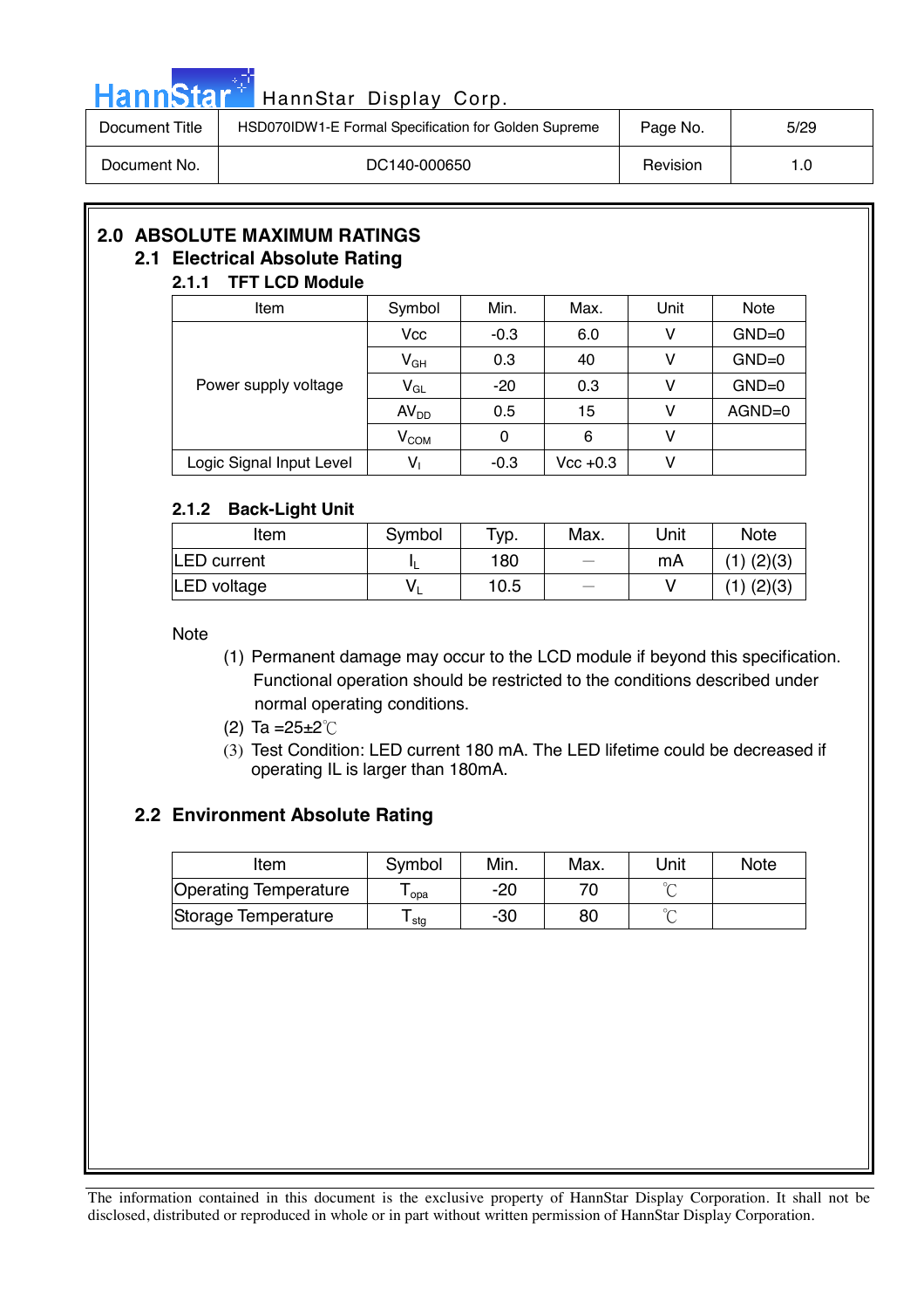# 2.0 ABSOLUTE MAXIMUM RATINGS

## 2.1 Electrical Absolute Rating

### 2.1.1 TFT LCD Module

| Item | Symbol | Min. | Max. | Unit | Note |
|---|---|---|---|---|---|
| Power supply voltage | Vcc | -0.3 | 6.0 | V | GND=0 |
| | $V_{GH}$ | 0.3 | 40 | V | GND=0 |
| | $V_{GL}$ | -20 | 0.3 | V | GND=0 |
| | $AV_{DD}$ | 0.5 | 15 | V | AGND=0 |
| | $V_{COM}$ | 0 | 6 | V | |
| Logic Signal Input Level | $V_I$ | -0.3 | Vcc +0.3 | V | |

### 2.1.2 Back-Light Unit

| Item | Symbol | Typ. | Max. | Unit | Note |
|---|---|---|---|---|---|
| LED current | $I_L$ | 180 | — | mA | (1) (2)(3) |
| LED voltage | $V_L$ | 10.5 | — | V | (1) (2)(3) |

Note

(1) Permanent damage may occur to the LCD module if beyond this specification. Functional operation should be restricted to the conditions described under normal operating conditions.

(2) Ta =25±2℃

(3) Test Condition: LED current 180 mA. The LED lifetime could be decreased if operating IL is larger than 180mA.

## 2.2 Environment Absolute Rating

| Item | Symbol | Min. | Max. | Unit | Note |
|---|---|---|---|---|---|
| Operating Temperature | $T_{opa}$ | -20 | 70 | ℃ | |
| Storage Temperature | $T_{stg}$ | -30 | 80 | ℃ | |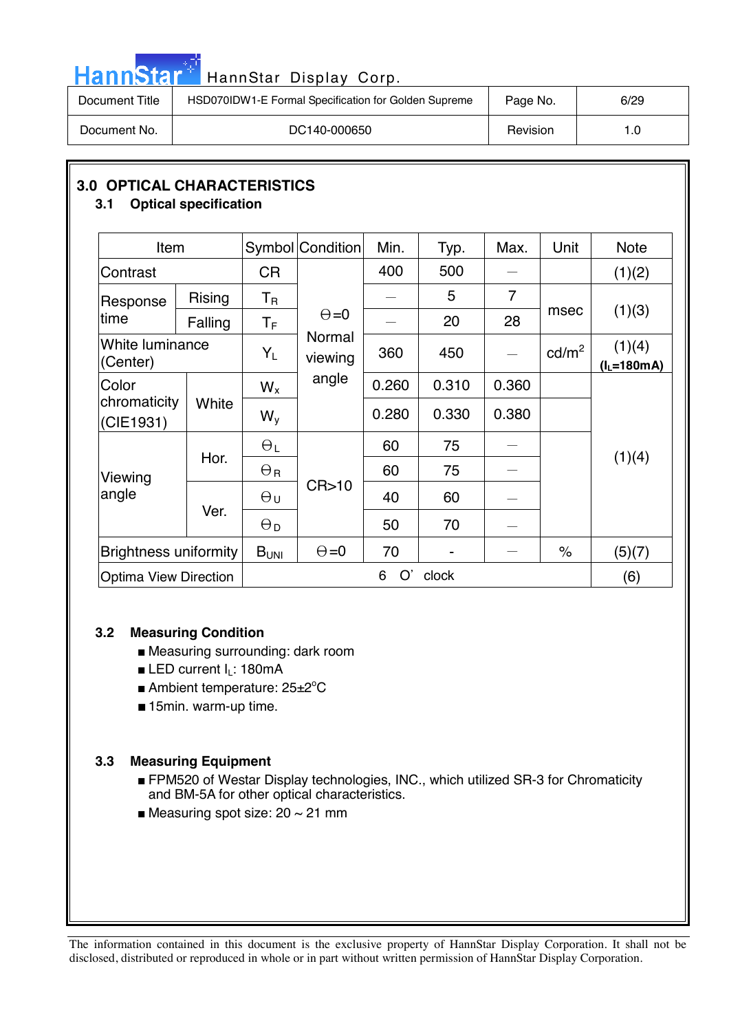## 3.0 OPTICAL CHARACTERISTICS

### 3.1 Optical specification

| Item | | Symbol | Condition | Min. | Typ. | Max. | Unit | Note |
|---|---|---|---|---|---|---|---|---|
| Contrast | | CR | Θ=0 Normal viewing angle | 400 | 500 | — | | (1)(2) |
| Response time | Rising | $T_R$ | | — | 5 | 7 | msec | (1)(3) |
| | Falling | $T_F$ | | — | 20 | 28 | | |
| White luminance (Center) | | $Y_L$ | | 360 | 450 | — | cd/m² | (1)(4) ($I_L$=180mA) |
| Color chromaticity (CIE1931) | White | $W_x$ | | 0.260 | 0.310 | 0.360 | | (1)(4) |
| | | $W_y$ | | 0.280 | 0.330 | 0.380 | | |
| Viewing angle | Hor. | $\Theta_L$ | CR>10 | 60 | 75 | — | | |
| | | $\Theta_R$ | | 60 | 75 | — | | |
| | Ver. | $\Theta_U$ | | 40 | 60 | — | | |
| | | $\Theta_D$ | | 50 | 70 | — | | |
| Brightness uniformity | | $B_{UNI}$ | Θ=0 | 70 | - | — | % | (5)(7) |
| Optima View Direction | | 6 O' clock | | | | | | (6) |

### 3.2 Measuring Condition

- Measuring surrounding: dark room
- LED current $I_L$: 180mA
- Ambient temperature: 25±2°C
- 15min. warm-up time.

### 3.3 Measuring Equipment

- FPM520 of Westar Display technologies, INC., which utilized SR-3 for Chromaticity and BM-5A for other optical characteristics.
- Measuring spot size: 20 ~ 21 mm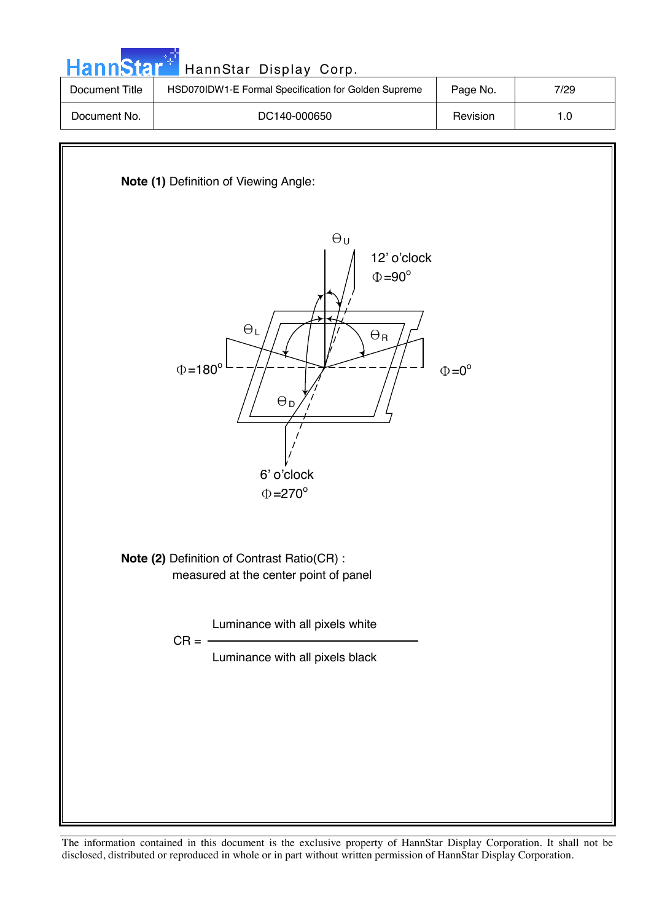**Note (1)** Definition of Viewing Angle:

$\Theta_U$

12' o'clock

$\Phi=90^o$

$\Theta_L$

$\Theta_R$

$\Phi=180^o$

$\Phi=0^o$

$\Theta_D$

6' o'clock

$\Phi=270^o$

**Note (2)** Definition of Contrast Ratio(CR) :
measured at the center point of panel

$$CR = \frac{\text{Luminance with all pixels white}}{\text{Luminance with all pixels black}}$$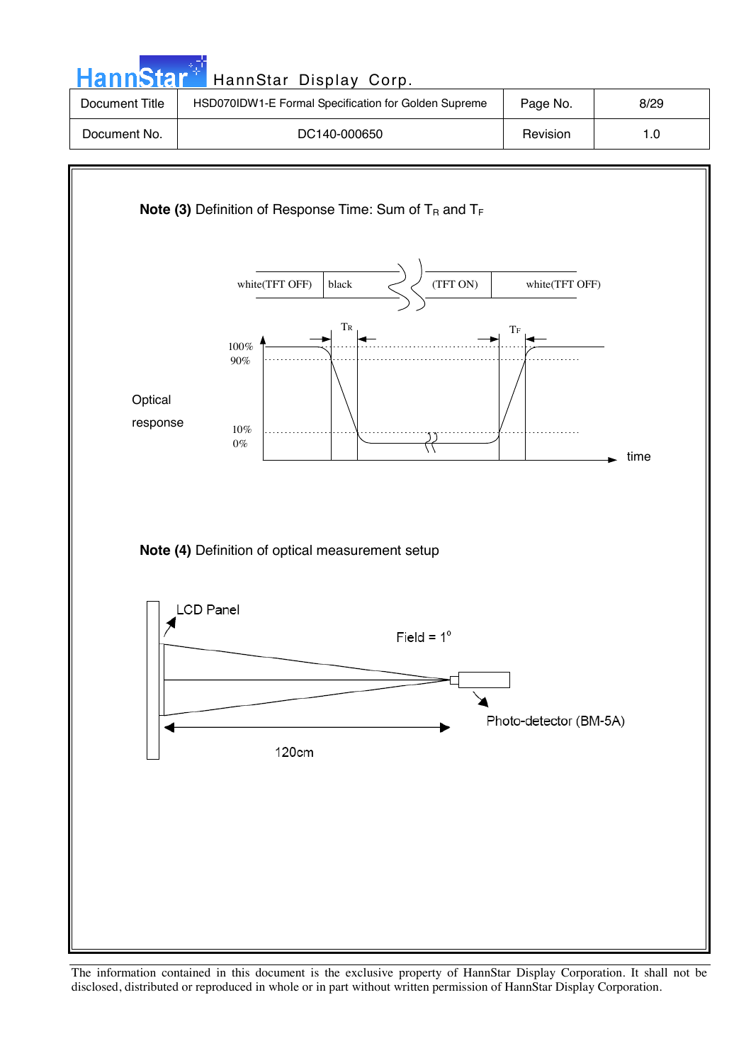**Note (3)** Definition of Response Time: Sum of $T_R$ and $T_F$

white(TFT OFF) | black | (TFT ON) | white(TFT OFF)

$T_R$ $T_F$

100%
90%

Optical response

10%
0%

time

**Note (4)** Definition of optical measurement setup

LCD Panel

Field = 1°

Photo-detector (BM-5A)

120cm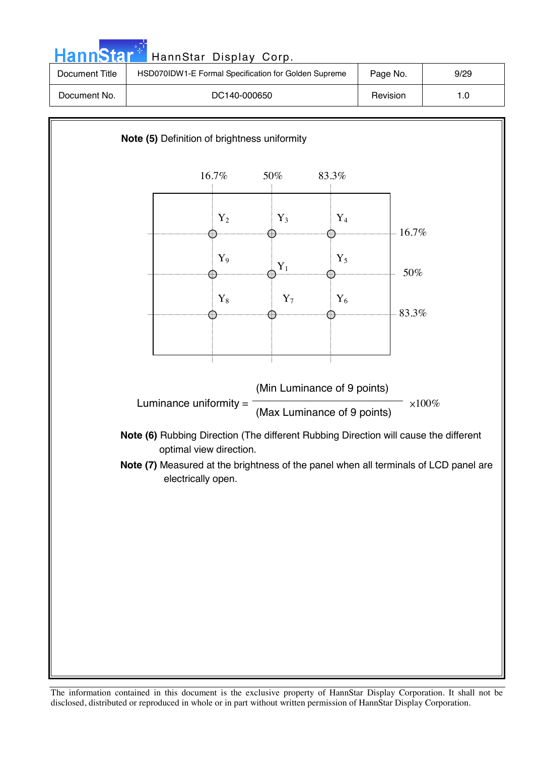**Note (5)** Definition of brightness uniformity

| | 16.7% | 50% | 83.3% |
|---|---|---|---|
| 16.7% | $Y_2$ | $Y_3$ | $Y_4$ |
| 50% | $Y_9$ | $Y_1$ | $Y_5$ |
| 83.3% | $Y_8$ | $Y_7$ | $Y_6$ |

$$\text{Luminance uniformity} = \frac{\text{(Min Luminance of 9 points)}}{\text{(Max Luminance of 9 points)}} \times 100\%$$

**Note (6)** Rubbing Direction (The different Rubbing Direction will cause the different optimal view direction.

**Note (7)** Measured at the brightness of the panel when all terminals of LCD panel are electrically open.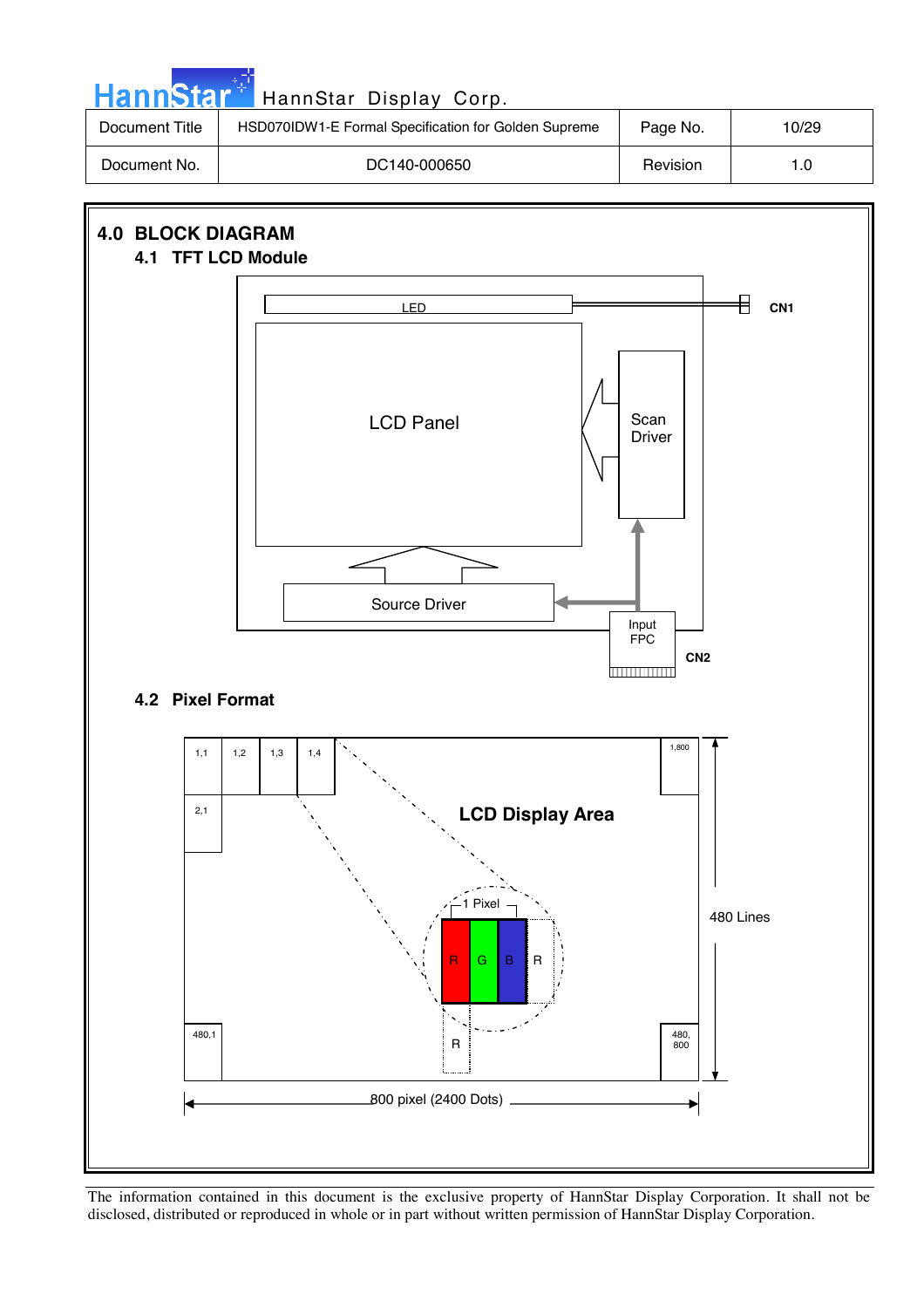# 4.0 BLOCK DIAGRAM

## 4.1 TFT LCD Module

LED

CN1

LCD Panel

Scan Driver

Source Driver

Input FPC

CN2

## 4.2 Pixel Format

1,1 1,2 1,3 1,4 1,800

2,1

LCD Display Area

1 Pixel

R G B R

R

480,1 480, 800

480 Lines

800 pixel (2400 Dots)

The information contained in this document is the exclusive property of HannStar Display Corporation. It shall not be disclosed, distributed or reproduced in whole or in part without written permission of HannStar Display Corporation.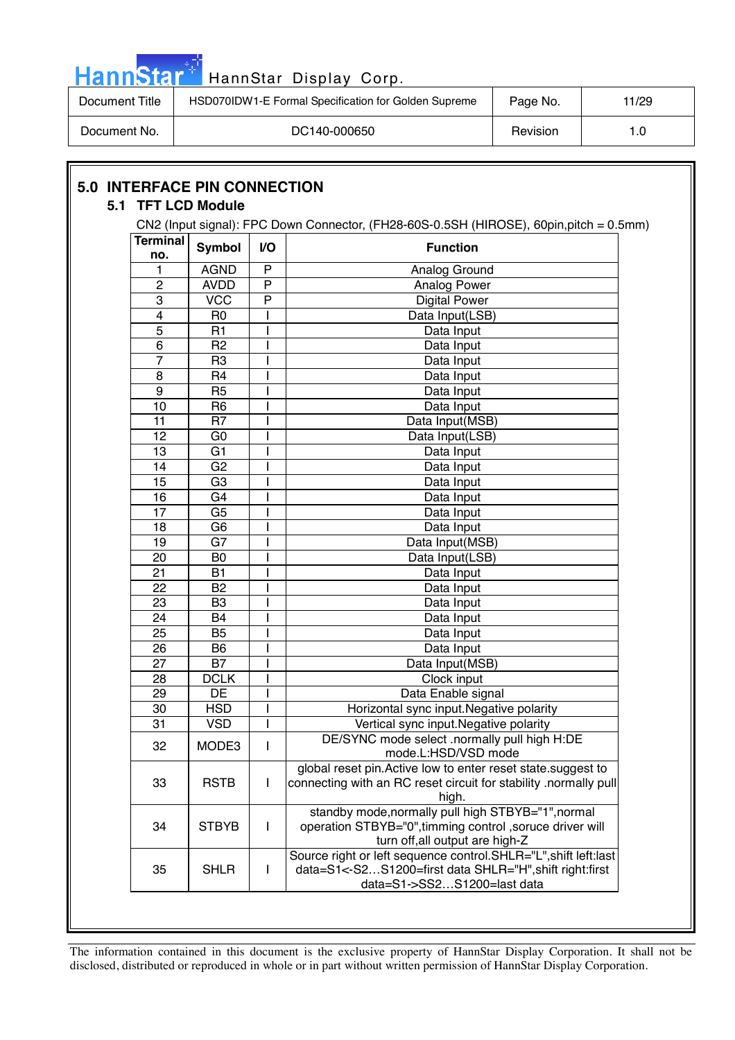# 5.0 INTERFACE PIN CONNECTION

## 5.1 TFT LCD Module

CN2 (Input signal): FPC Down Connector, (FH28-60S-0.5SH (HIROSE), 60pin,pitch = 0.5mm)

| Terminal no. | Symbol | I/O | Function |
|---|---|---|---|
| 1 | AGND | P | Analog Ground |
| 2 | AVDD | P | Analog Power |
| 3 | VCC | P | Digital Power |
| 4 | R0 | I | Data Input(LSB) |
| 5 | R1 | I | Data Input |
| 6 | R2 | I | Data Input |
| 7 | R3 | I | Data Input |
| 8 | R4 | I | Data Input |
| 9 | R5 | I | Data Input |
| 10 | R6 | I | Data Input |
| 11 | R7 | I | Data Input(MSB) |
| 12 | G0 | I | Data Input(LSB) |
| 13 | G1 | I | Data Input |
| 14 | G2 | I | Data Input |
| 15 | G3 | I | Data Input |
| 16 | G4 | I | Data Input |
| 17 | G5 | I | Data Input |
| 18 | G6 | I | Data Input |
| 19 | G7 | I | Data Input(MSB) |
| 20 | B0 | I | Data Input(LSB) |
| 21 | B1 | I | Data Input |
| 22 | B2 | I | Data Input |
| 23 | B3 | I | Data Input |
| 24 | B4 | I | Data Input |
| 25 | B5 | I | Data Input |
| 26 | B6 | I | Data Input |
| 27 | B7 | I | Data Input(MSB) |
| 28 | DCLK | I | Clock input |
| 29 | DE | I | Data Enable signal |
| 30 | HSD | I | Horizontal sync input.Negative polarity |
| 31 | VSD | I | Vertical sync input.Negative polarity |
| 32 | MODE3 | I | DE/SYNC mode select .normally pull high H:DE mode.L:HSD/VSD mode |
| 33 | RSTB | I | global reset pin.Active low to enter reset state.suggest to connecting with an RC reset circuit for stability .normally pull high. |
| 34 | STBYB | I | standby mode,normally pull high STBYB="1",normal operation STBYB="0",timming control ,soruce driver will turn off,all output are high-Z |
| 35 | SHLR | I | Source right or left sequence control.SHLR="L",shift left:last data=S1<-S2…S1200=first data SHLR="H",shift right:first data=S1->SS2…S1200=last data |

The information contained in this document is the exclusive property of HannStar Display Corporation. It shall not be disclosed, distributed or reproduced in whole or in part without written permission of HannStar Display Corporation.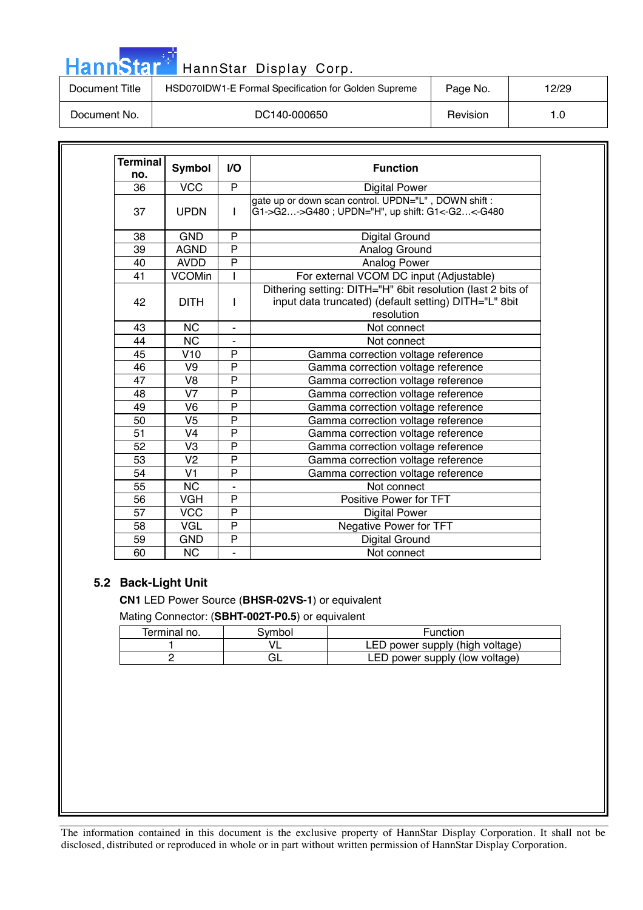| Terminal no. | Symbol | I/O | Function |
|---|---|---|---|
| 36 | VCC | P | Digital Power |
| 37 | UPDN | I | gate up or down scan control. UPDN="L" , DOWN shift : G1->G2…->G480 ; UPDN="H", up shift: G1<-G2…<-G480 |
| 38 | GND | P | Digital Ground |
| 39 | AGND | P | Analog Ground |
| 40 | AVDD | P | Analog Power |
| 41 | VCOMin | I | For external VCOM DC input (Adjustable) |
| 42 | DITH | I | Dithering setting: DITH="H" 6bit resolution (last 2 bits of input data truncated) (default setting) DITH="L" 8bit resolution |
| 43 | NC | - | Not connect |
| 44 | NC | - | Not connect |
| 45 | V10 | P | Gamma correction voltage reference |
| 46 | V9 | P | Gamma correction voltage reference |
| 47 | V8 | P | Gamma correction voltage reference |
| 48 | V7 | P | Gamma correction voltage reference |
| 49 | V6 | P | Gamma correction voltage reference |
| 50 | V5 | P | Gamma correction voltage reference |
| 51 | V4 | P | Gamma correction voltage reference |
| 52 | V3 | P | Gamma correction voltage reference |
| 53 | V2 | P | Gamma correction voltage reference |
| 54 | V1 | P | Gamma correction voltage reference |
| 55 | NC | - | Not connect |
| 56 | VGH | P | Positive Power for TFT |
| 57 | VCC | P | Digital Power |
| 58 | VGL | P | Negative Power for TFT |
| 59 | GND | P | Digital Ground |
| 60 | NC | - | Not connect |

## 5.2 Back-Light Unit

**CN1** LED Power Source (**BHSR-02VS-1**) or equivalent

Mating Connector: (**SBHT-002T-P0.5**) or equivalent

| Terminal no. | Symbol | Function |
|---|---|---|
| 1 | VL | LED power supply (high voltage) |
| 2 | GL | LED power supply (low voltage) |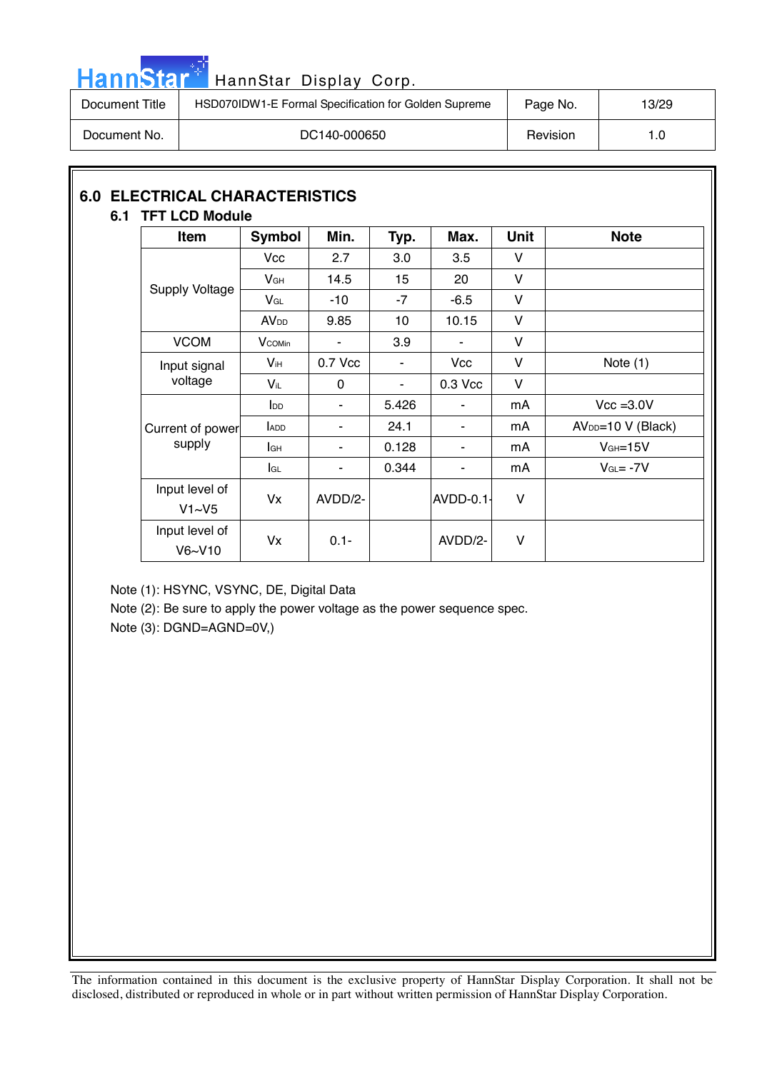## 6.0 ELECTRICAL CHARACTERISTICS

### 6.1 TFT LCD Module

| Item | Symbol | Min. | Typ. | Max. | Unit | Note |
|---|---|---|---|---|---|---|
| Supply Voltage | Vcc | 2.7 | 3.0 | 3.5 | V | |
| | $V_{GH}$ | 14.5 | 15 | 20 | V | |
| | $V_{GL}$ | -10 | -7 | -6.5 | V | |
| | $AV_{DD}$ | 9.85 | 10 | 10.15 | V | |
| VCOM | $V_{COMin}$ | - | 3.9 | - | V | |
| Input signal voltage | $V_{iH}$ | 0.7 Vcc | - | Vcc | V | Note (1) |
| | $V_{iL}$ | 0 | - | 0.3 Vcc | V | |
| Current of power supply | $I_{DD}$ | - | 5.426 | - | mA | Vcc =3.0V |
| | $I_{ADD}$ | - | 24.1 | - | mA | $AV_{DD}$=10 V (Black) |
| | $I_{GH}$ | - | 0.128 | - | mA | $V_{GH}$=15V |
| | $I_{GL}$ | - | 0.344 | - | mA | $V_{GL}$= -7V |
| Input level of V1~V5 | Vx | AVDD/2- | | AVDD-0.1- | V | |
| Input level of V6~V10 | Vx | 0.1- | | AVDD/2- | V | |

Note (1): HSYNC, VSYNC, DE, Digital Data

Note (2): Be sure to apply the power voltage as the power sequence spec.

Note (3): DGND=AGND=0V,)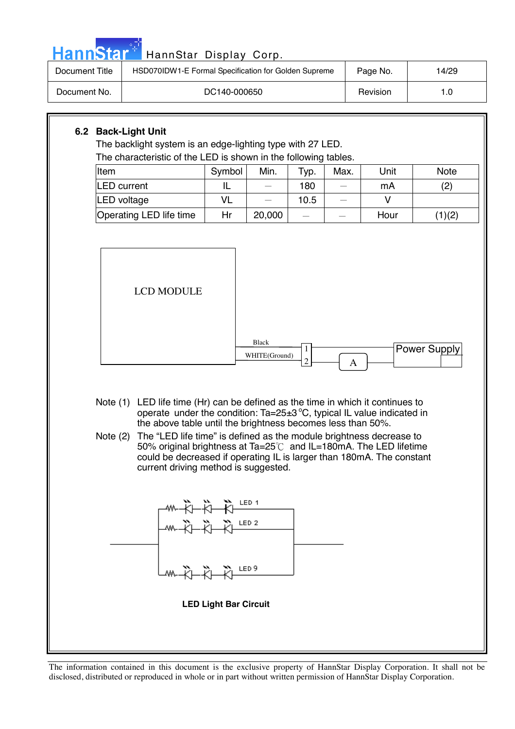## 6.2 Back-Light Unit

The backlight system is an edge-lighting type with 27 LED.

The characteristic of the LED is shown in the following tables.

| Item | Symbol | Min. | Typ. | Max. | Unit | Note |
|---|---|---|---|---|---|---|
| LED current | IL | — | 180 | — | mA | (2) |
| LED voltage | VL | — | 10.5 | — | V | |
| Operating LED life time | Hr | 20,000 | — | — | Hour | (1)(2) |

LCD MODULE

Black

WHITE(Ground)

1

2

A

Power Supply

Note (1) LED life time (Hr) can be defined as the time in which it continues to operate under the condition: Ta=25±3 °C, typical IL value indicated in the above table until the brightness becomes less than 50%.

Note (2) The “LED life time” is defined as the module brightness decrease to 50% original brightness at Ta=25℃ and IL=180mA. The LED lifetime could be decreased if operating IL is larger than 180mA. The constant current driving method is suggested.

LED 1

LED 2

LED 9

**LED Light Bar Circuit**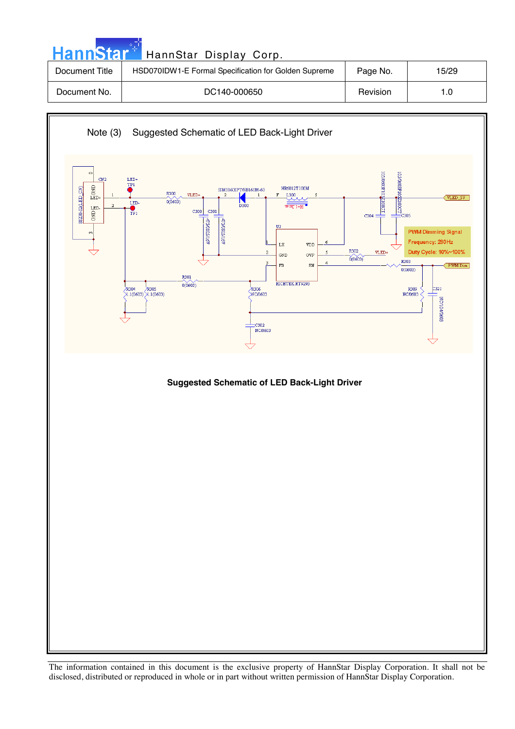Note (3) Suggested Schematic of LED Back-Light Driver

**Suggested Schematic of LED Back-Light Driver**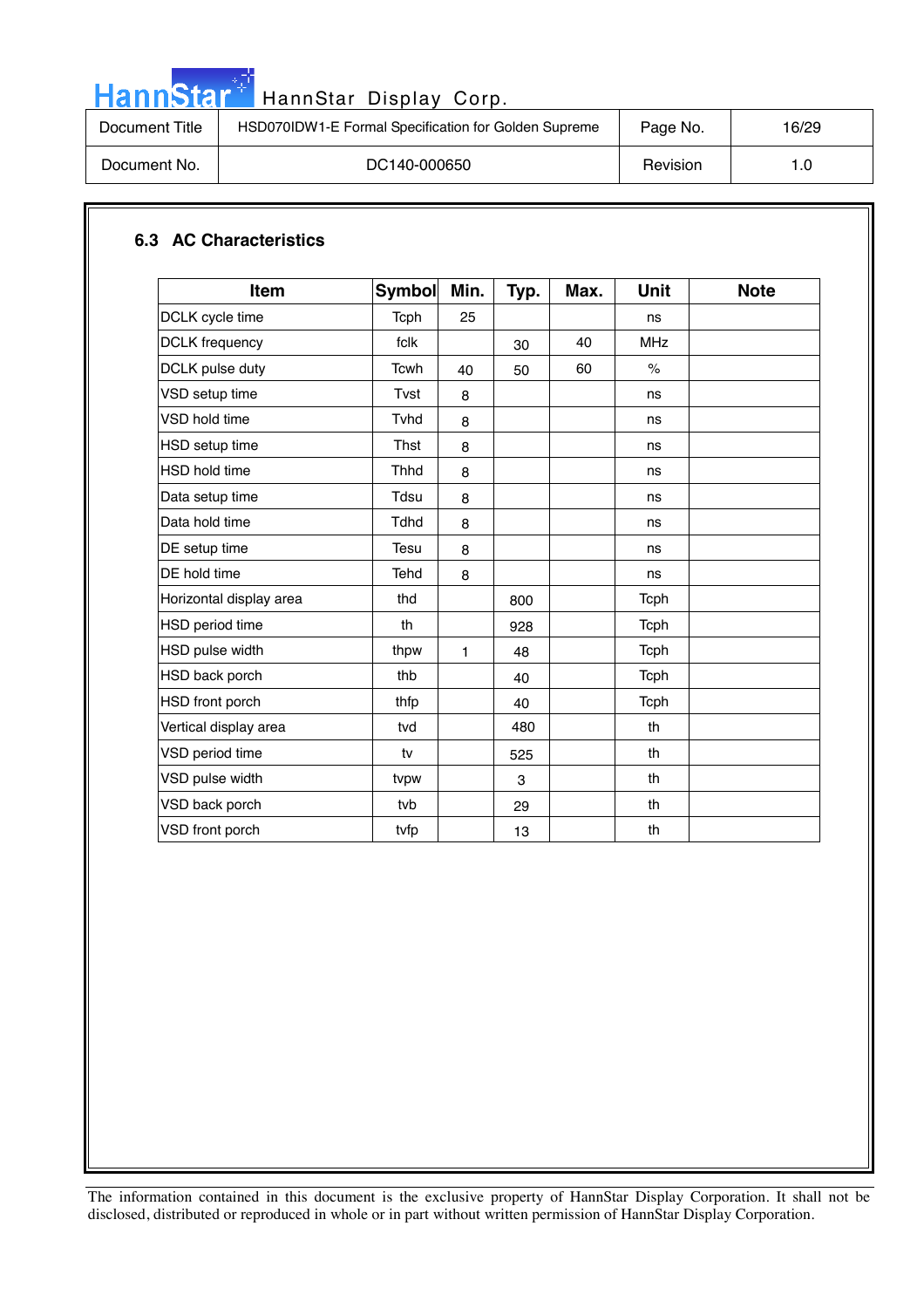## 6.3 AC Characteristics

| Item | Symbol | Min. | Typ. | Max. | Unit | Note |
|---|---|---|---|---|---|---|
| DCLK cycle time | Tcph | 25 | | | ns | |
| DCLK frequency | fclk | | 30 | 40 | MHz | |
| DCLK pulse duty | Tcwh | 40 | 50 | 60 | % | |
| VSD setup time | Tvst | 8 | | | ns | |
| VSD hold time | Tvhd | 8 | | | ns | |
| HSD setup time | Thst | 8 | | | ns | |
| HSD hold time | Thhd | 8 | | | ns | |
| Data setup time | Tdsu | 8 | | | ns | |
| Data hold time | Tdhd | 8 | | | ns | |
| DE setup time | Tesu | 8 | | | ns | |
| DE hold time | Tehd | 8 | | | ns | |
| Horizontal display area | thd | | 800 | | Tcph | |
| HSD period time | th | | 928 | | Tcph | |
| HSD pulse width | thpw | 1 | 48 | | Tcph | |
| HSD back porch | thb | | 40 | | Tcph | |
| HSD front porch | thfp | | 40 | | Tcph | |
| Vertical display area | tvd | | 480 | | th | |
| VSD period time | tv | | 525 | | th | |
| VSD pulse width | tvpw | | 3 | | th | |
| VSD back porch | tvb | | 29 | | th | |
| VSD front porch | tvfp | | 13 | | th | |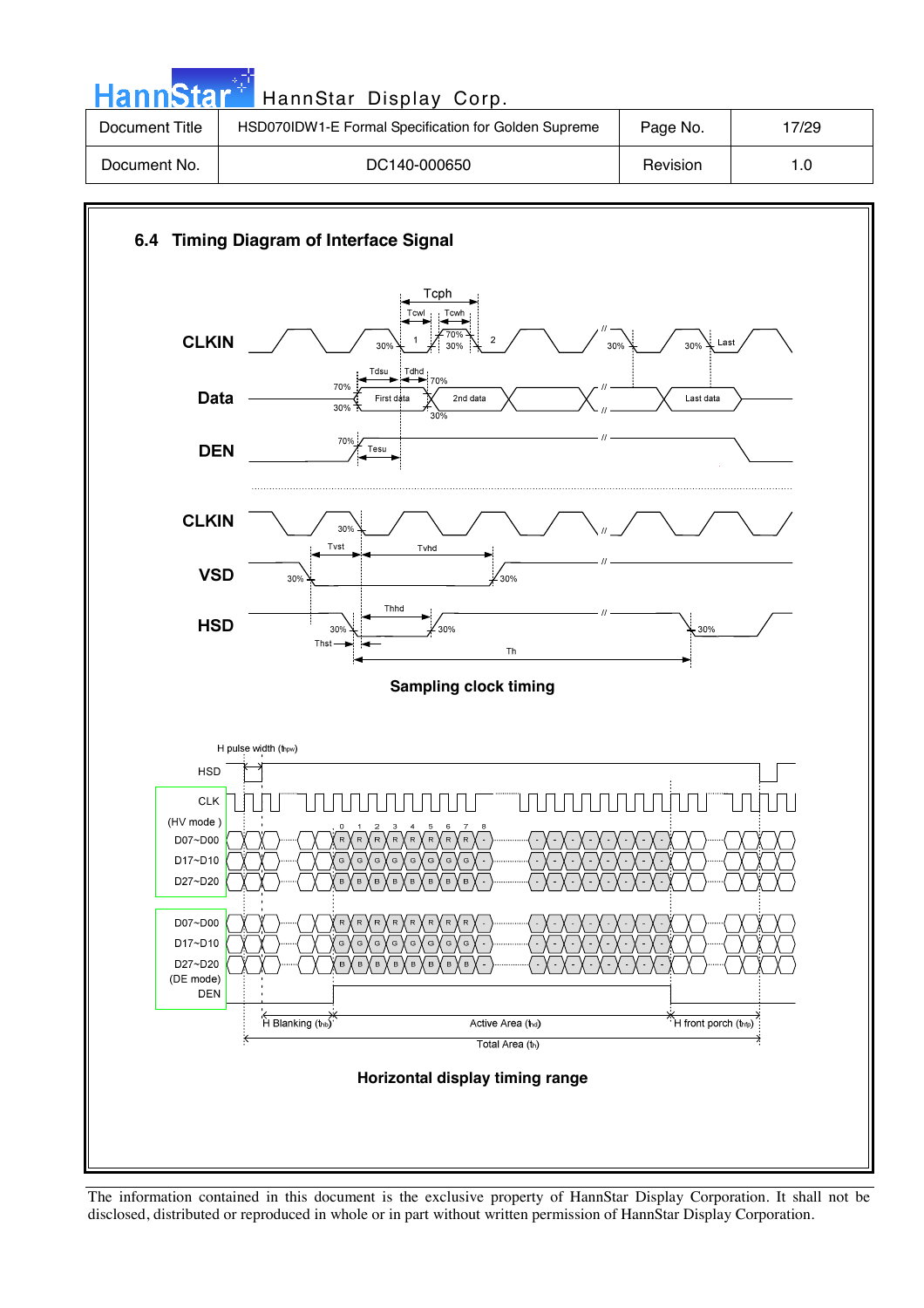## 6.4 Timing Diagram of Interface Signal

**Sampling clock timing**

**Horizontal display timing range**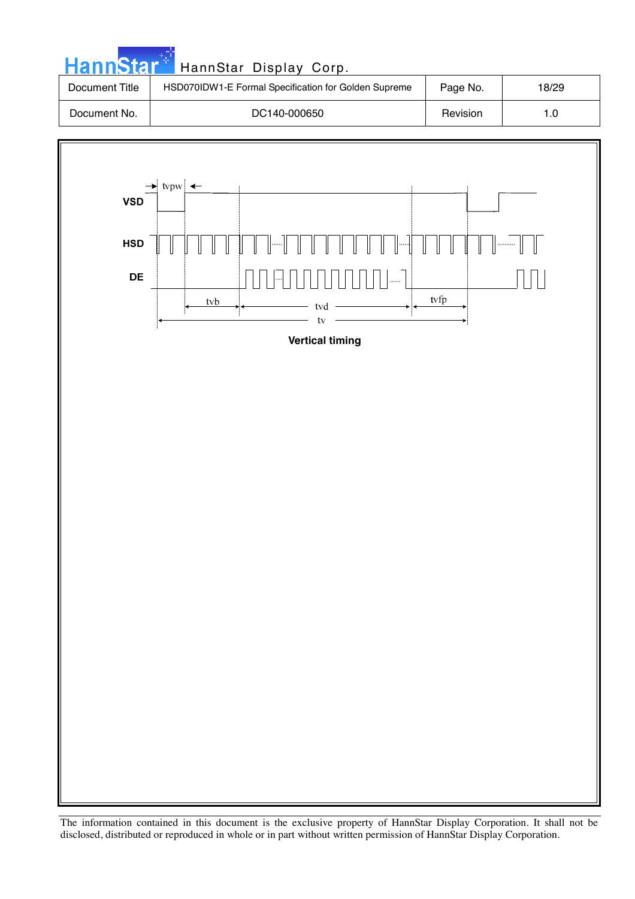VSD

HSD

DE

tvpw

tvb

tvd

tvfp

tv

**Vertical timing**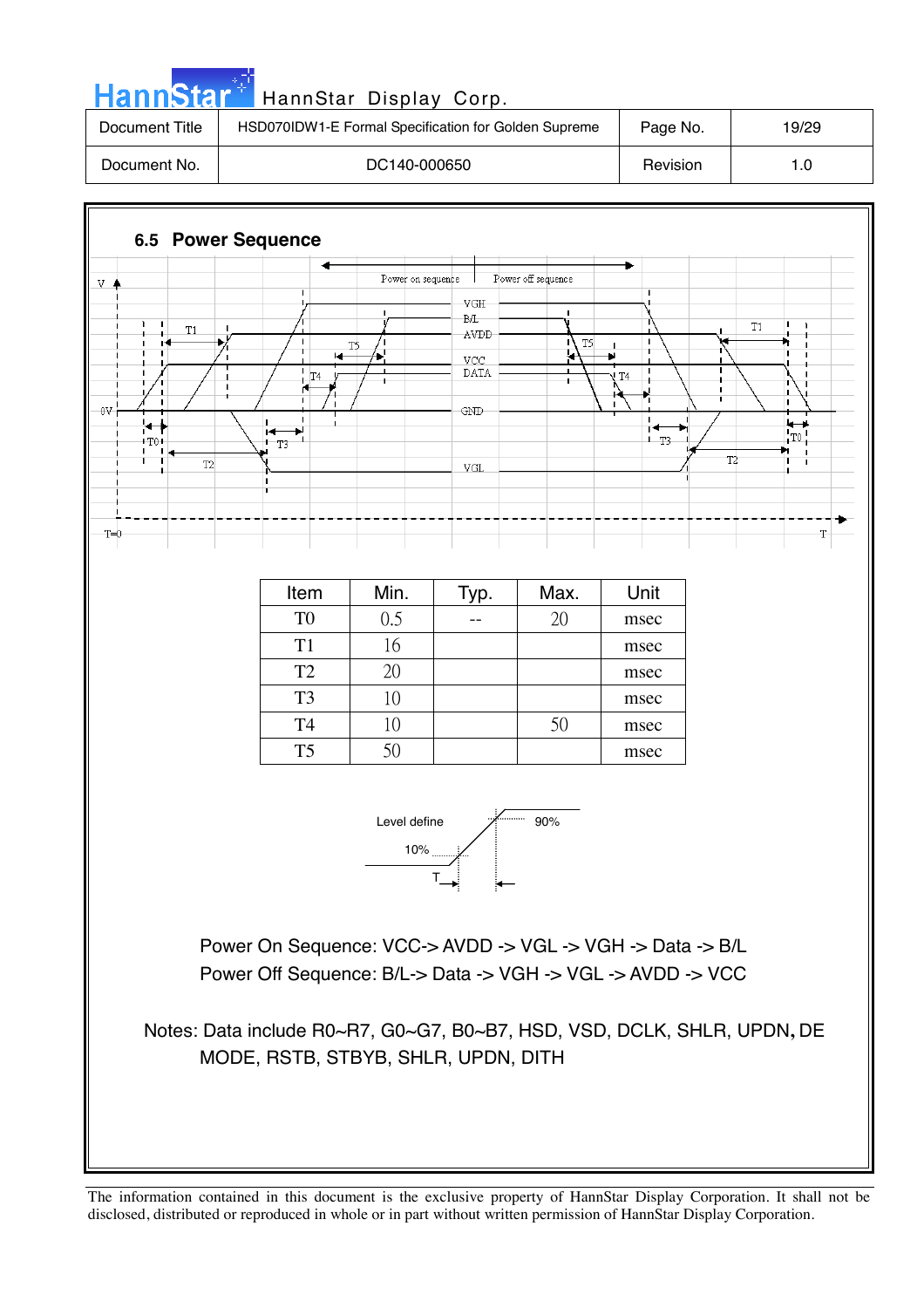## 6.5 Power Sequence

| Item | Min. | Typ. | Max. | Unit |
|---|---|---|---|---|
| T0 | 0.5 | -- | 20 | msec |
| T1 | 16 | | | msec |
| T2 | 20 | | | msec |
| T3 | 10 | | | msec |
| T4 | 10 | | 50 | msec |
| T5 | 50 | | | msec |

Power On Sequence: VCC-> AVDD -> VGL -> VGH -> Data -> B/L

Power Off Sequence: B/L-> Data -> VGH -> VGL -> AVDD -> VCC

Notes: Data include R0~R7, G0~G7, B0~B7, HSD, VSD, DCLK, SHLR, UPDN, DE MODE, RSTB, STBYB, SHLR, UPDN, DITH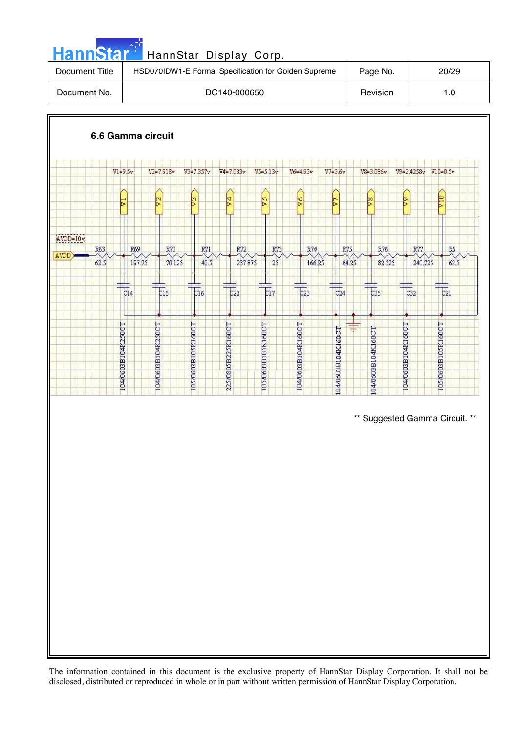### 6.6 Gamma circuit

V1=9.5v  V2=7.918v  V3=7.357v  V4=7.033v  V5=5.13v  V6=4.93v  V7=3.6v  V8=3.086v  V9=2.4258v  V10=0.5v

AVDD=10v

| Resistor | R63 | R69 | R70 | R71 | R72 | R73 | R74 | R75 | R76 | R77 | R6 |
|---|---|---|---|---|---|---|---|---|---|---|---|
| Value | 62.5 | 197.75 | 70.125 | 40.5 | 237.875 | 25 | 166.25 | 64.25 | 82.525 | 240.725 | 62.5 |

| Capacitor | C14 | C15 | C16 | C22 | C17 | C23 | C24 | C35 | C32 | C21 |
|---|---|---|---|---|---|---|---|---|---|---|
| Part | 104/0603B104K250CT | 104/0603B104K250CT | 105/0603B105K160CT | 225/0805B225K160CT | 105/0603B105K160CT | 104/0603B104K160CT | 104/0603B104K160CT | 104/0603B104K160CT | 104/0603B104K160CT | 105/0603B105K160CT |

** Suggested Gamma Circuit. **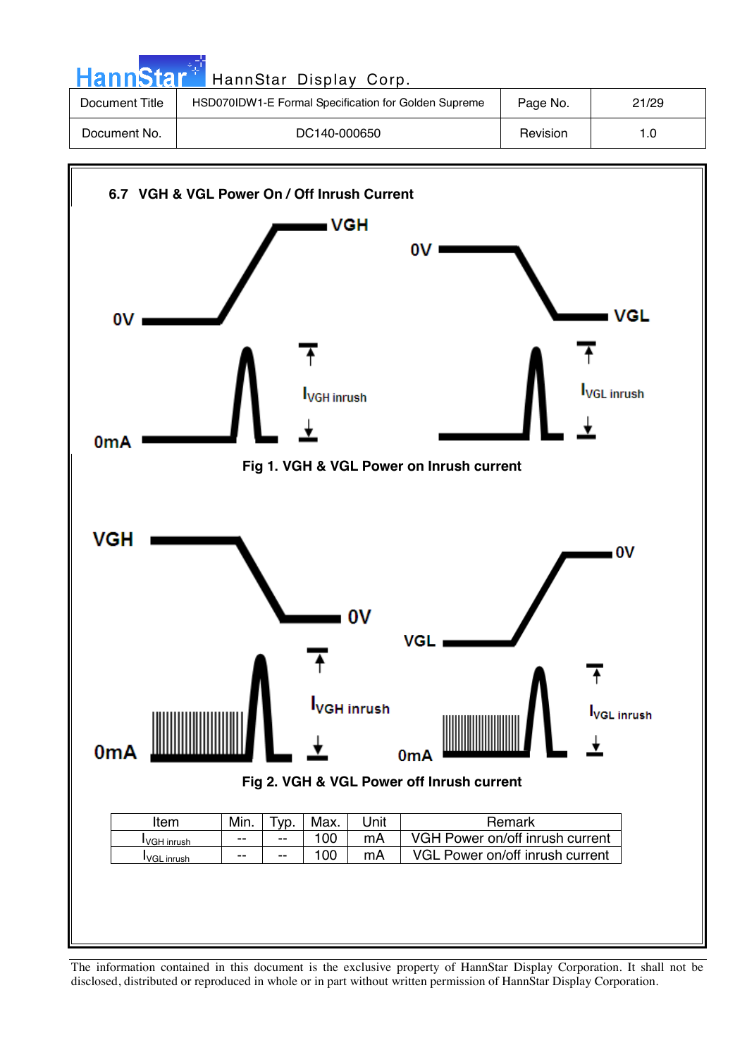### 6.7 VGH & VGL Power On / Off Inrush Current

Fig 1. VGH & VGL Power on Inrush current

Fig 2. VGH & VGL Power off Inrush current

| Item | Min. | Typ. | Max. | Unit | Remark |
|---|---|---|---|---|---|
| $I_{VGH\ inrush}$ | -- | -- | 100 | mA | VGH Power on/off inrush current |
| $I_{VGL\ inrush}$ | -- | -- | 100 | mA | VGL Power on/off inrush current |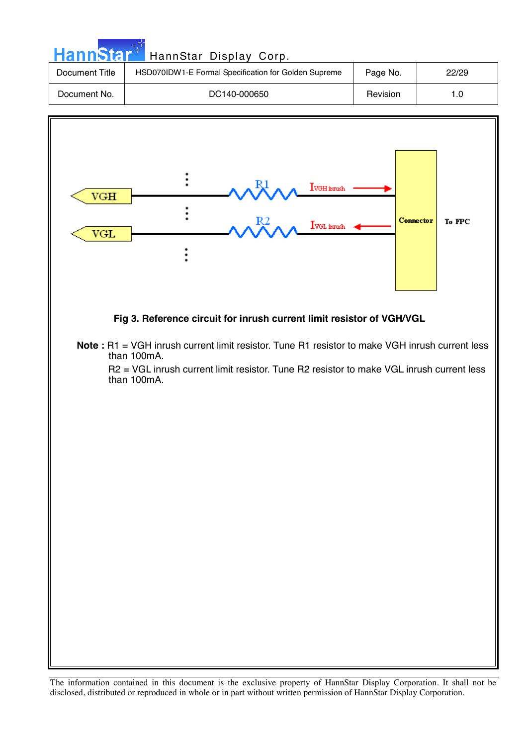Fig 3. Reference circuit for inrush current limit resistor of VGH/VGL

**Note :** R1 = VGH inrush current limit resistor. Tune R1 resistor to make VGH inrush current less than 100mA.

R2 = VGL inrush current limit resistor. Tune R2 resistor to make VGL inrush current less than 100mA.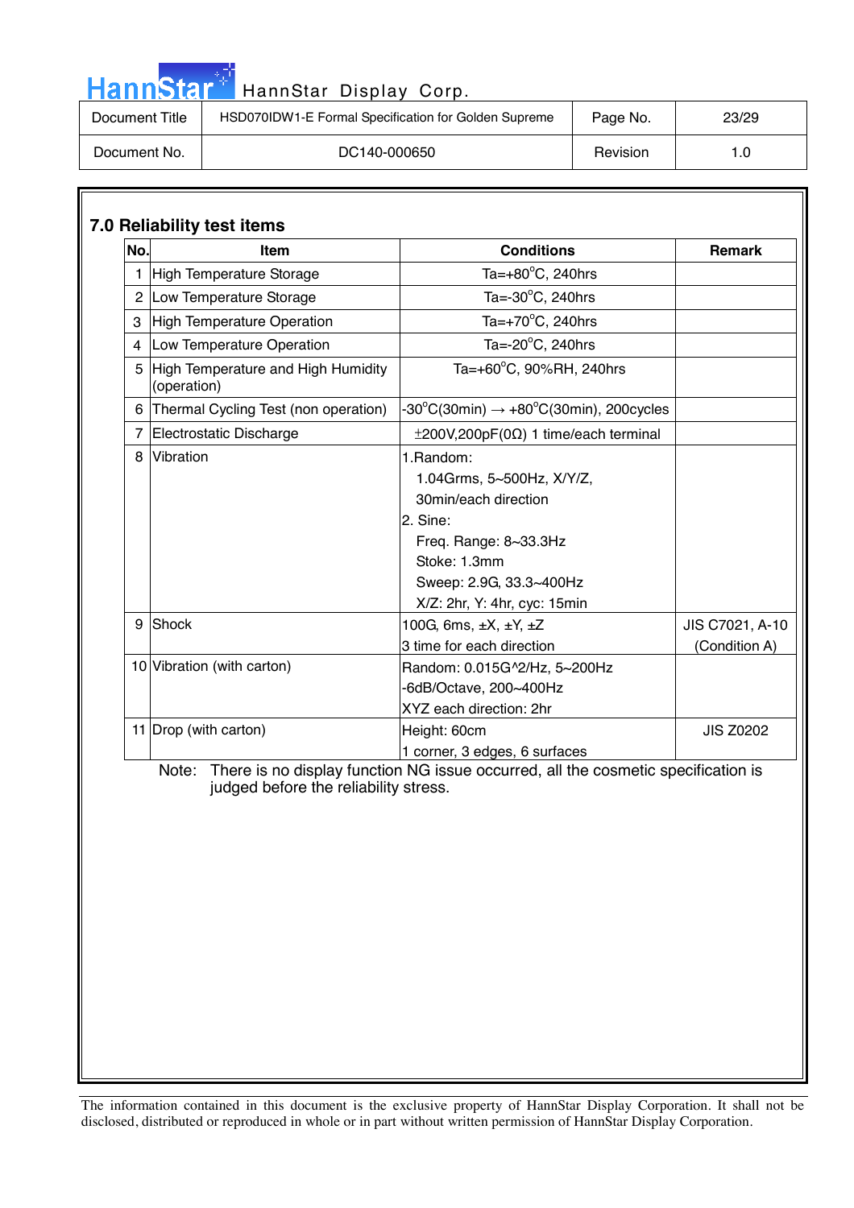## 7.0 Reliability test items

| No. | Item | Conditions | Remark |
|---|---|---|---|
| 1 | High Temperature Storage | Ta=+80°C, 240hrs | |
| 2 | Low Temperature Storage | Ta=-30°C, 240hrs | |
| 3 | High Temperature Operation | Ta=+70°C, 240hrs | |
| 4 | Low Temperature Operation | Ta=-20°C, 240hrs | |
| 5 | High Temperature and High Humidity (operation) | Ta=+60°C, 90%RH, 240hrs | |
| 6 | Thermal Cycling Test (non operation) | -30°C(30min) → +80°C(30min), 200cycles | |
| 7 | Electrostatic Discharge | ±200V,200pF(0Ω) 1 time/each terminal | |
| 8 | Vibration | 1.Random:<br>1.04Grms, 5~500Hz, X/Y/Z,<br>30min/each direction<br>2. Sine:<br>Freq. Range: 8~33.3Hz<br>Stoke: 1.3mm<br>Sweep: 2.9G, 33.3~400Hz<br>X/Z: 2hr, Y: 4hr, cyc: 15min | |
| 9 | Shock | 100G, 6ms, ±X, ±Y, ±Z<br>3 time for each direction | JIS C7021, A-10 (Condition A) |
| 10 | Vibration (with carton) | Random: 0.015G^2/Hz, 5~200Hz<br>-6dB/Octave, 200~400Hz<br>XYZ each direction: 2hr | |
| 11 | Drop (with carton) | Height: 60cm<br>1 corner, 3 edges, 6 surfaces | JIS Z0202 |

Note: There is no display function NG issue occurred, all the cosmetic specification is judged before the reliability stress.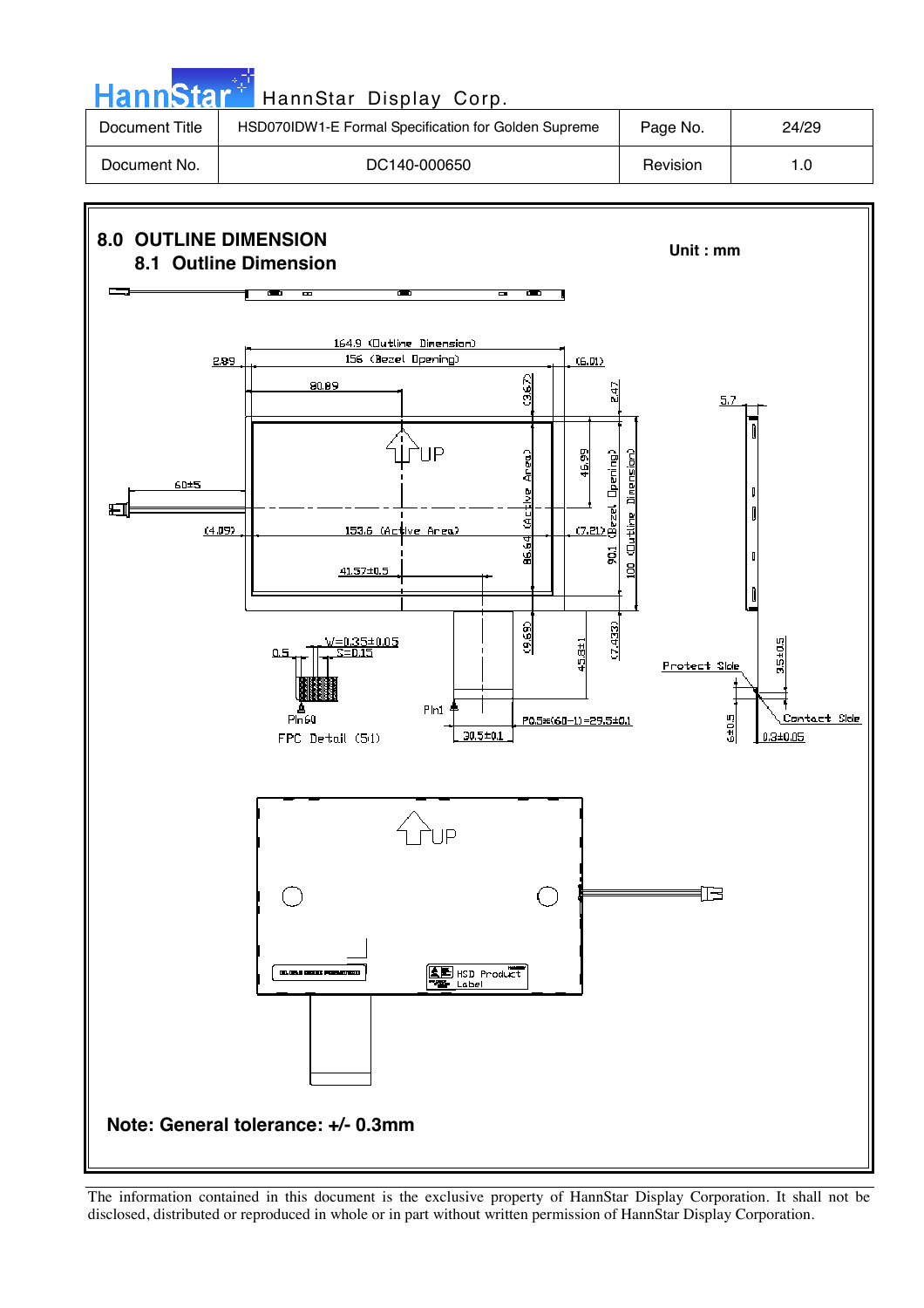# 8.0 OUTLINE DIMENSION

## 8.1 Outline Dimension

Unit : mm

164.9 (Outline Dimension)

156 (Bezel Opening)

2.89

(6.01)

80.89

(3.67)

2.47

5.7

UP

46.99

60±5

(4.09)

153.6 (Active Area)

86.64 (Active Area)

(7.21)

90.1 (Bezel Opening)

100 (Outline Dimension)

41.57±0.5

(9.69)

45.8±1

(7.433)

W=0.35±0.05

S=0.15

0.5

Pin60

FPC Detail (5:1)

Pin1

P0.5*(60-1)=29.5±0.1

30.5±0.1

Protect Side

3.5±0.5

Contact Side

6±0.5

0.3±0.05

UP

HSD Product Label

**Note: General tolerance: +/- 0.3mm**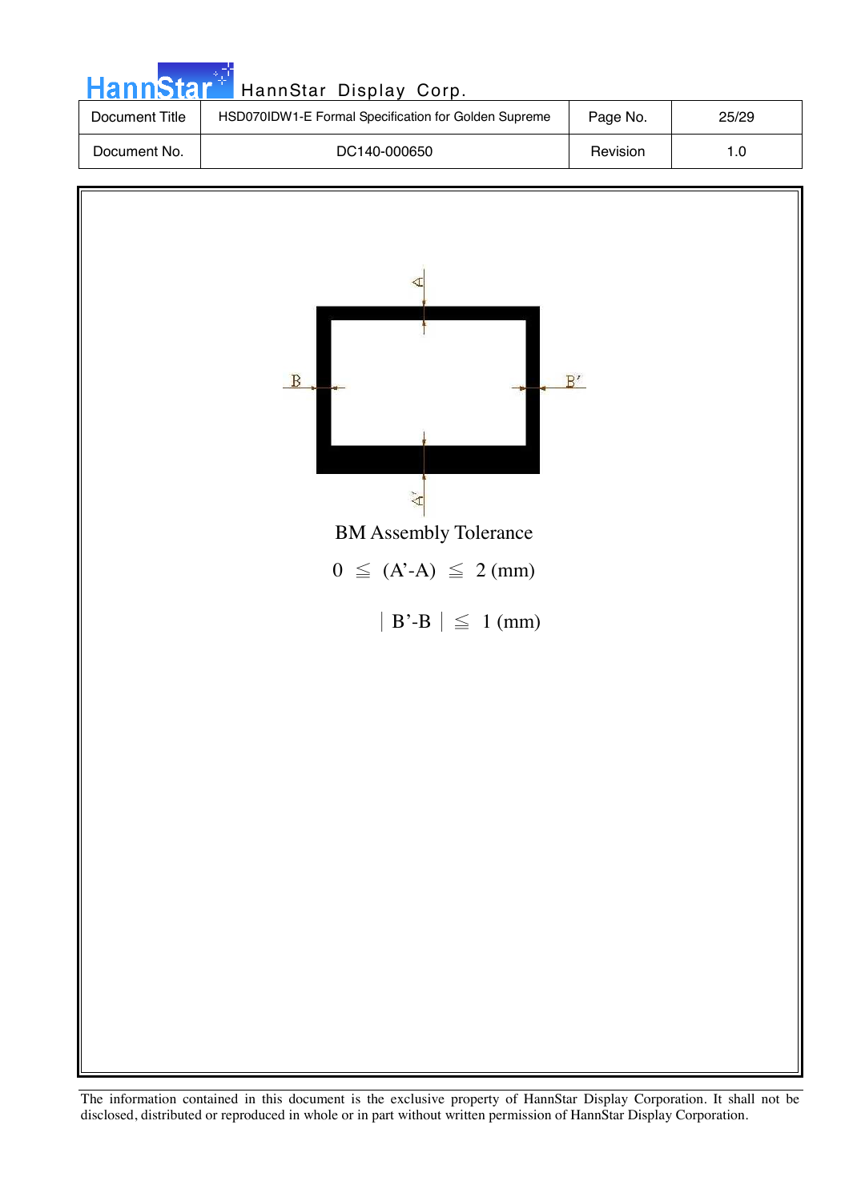BM Assembly Tolerance

$0 \leqq (A'-A) \leqq 2$ (mm)

$| B'-B | \leqq 1$ (mm)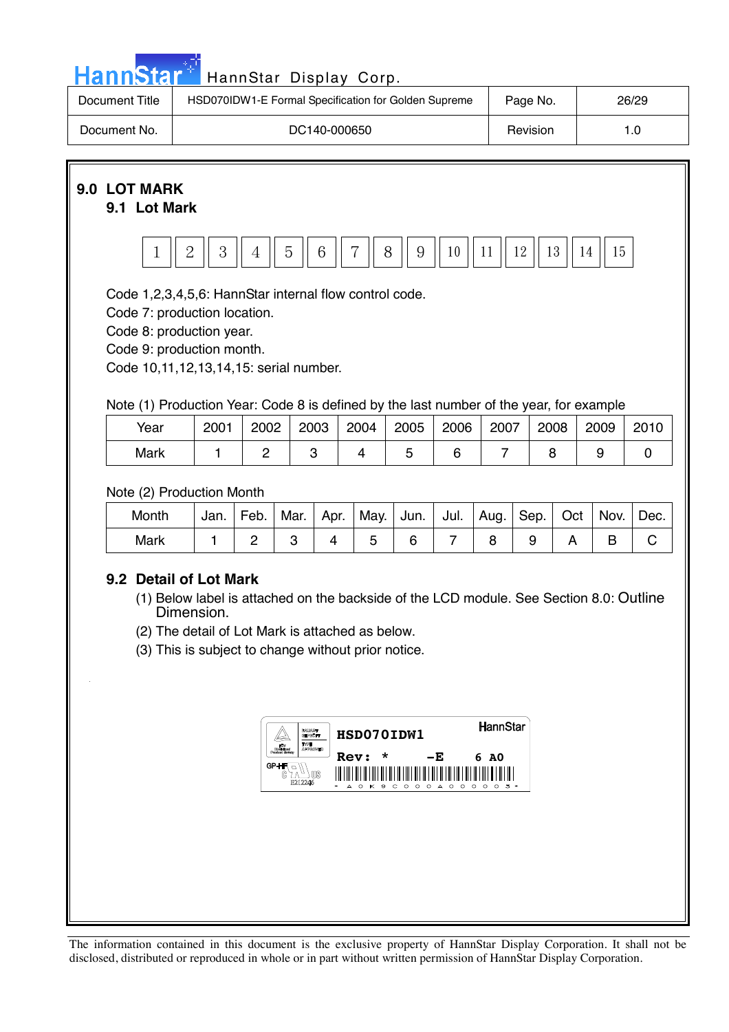## 9.0 LOT MARK

### 9.1 Lot Mark

| 1 | 2 | 3 | 4 | 5 | 6 | 7 | 8 | 9 | 10 | 11 | 12 | 13 | 14 | 15 |
|---|---|---|---|---|---|---|---|---|---|---|---|---|---|---|

Code 1,2,3,4,5,6: HannStar internal flow control code.
Code 7: production location.
Code 8: production year.
Code 9: production month.
Code 10,11,12,13,14,15: serial number.

Note (1) Production Year: Code 8 is defined by the last number of the year, for example

| Year | 2001 | 2002 | 2003 | 2004 | 2005 | 2006 | 2007 | 2008 | 2009 | 2010 |
|---|---|---|---|---|---|---|---|---|---|---|
| Mark | 1 | 2 | 3 | 4 | 5 | 6 | 7 | 8 | 9 | 0 |

Note (2) Production Month

| Month | Jan. | Feb. | Mar. | Apr. | May. | Jun. | Jul. | Aug. | Sep. | Oct | Nov. | Dec. |
|---|---|---|---|---|---|---|---|---|---|---|---|---|
| Mark | 1 | 2 | 3 | 4 | 5 | 6 | 7 | 8 | 9 | A | B | C |

### 9.2 Detail of Lot Mark

(1) Below label is attached on the backside of the LCD module. See Section 8.0: Outline Dimension.

(2) The detail of Lot Mark is attached as below.

(3) This is subject to change without prior notice.

HSD070IDW1
HannStar
Rev: * -E 6 A0
* A O K 9 C O O O A O O O O O 3 *
E212246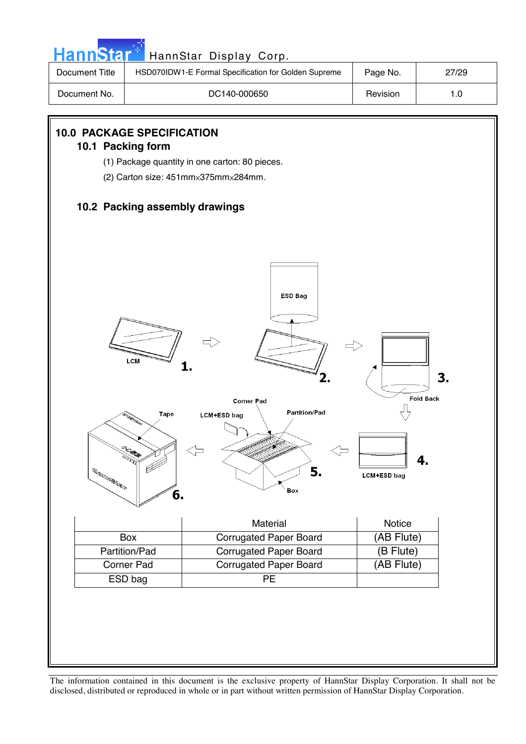## 10.0 PACKAGE SPECIFICATION

### 10.1 Packing form

(1) Package quantity in one carton: 80 pieces.

(2) Carton size: 451mm×375mm×284mm.

### 10.2 Packing assembly drawings

| | Material | Notice |
|---|---|---|
| Box | Corrugated Paper Board | (AB Flute) |
| Partition/Pad | Corrugated Paper Board | (B Flute) |
| Corner Pad | Corrugated Paper Board | (AB Flute) |
| ESD bag | PE | |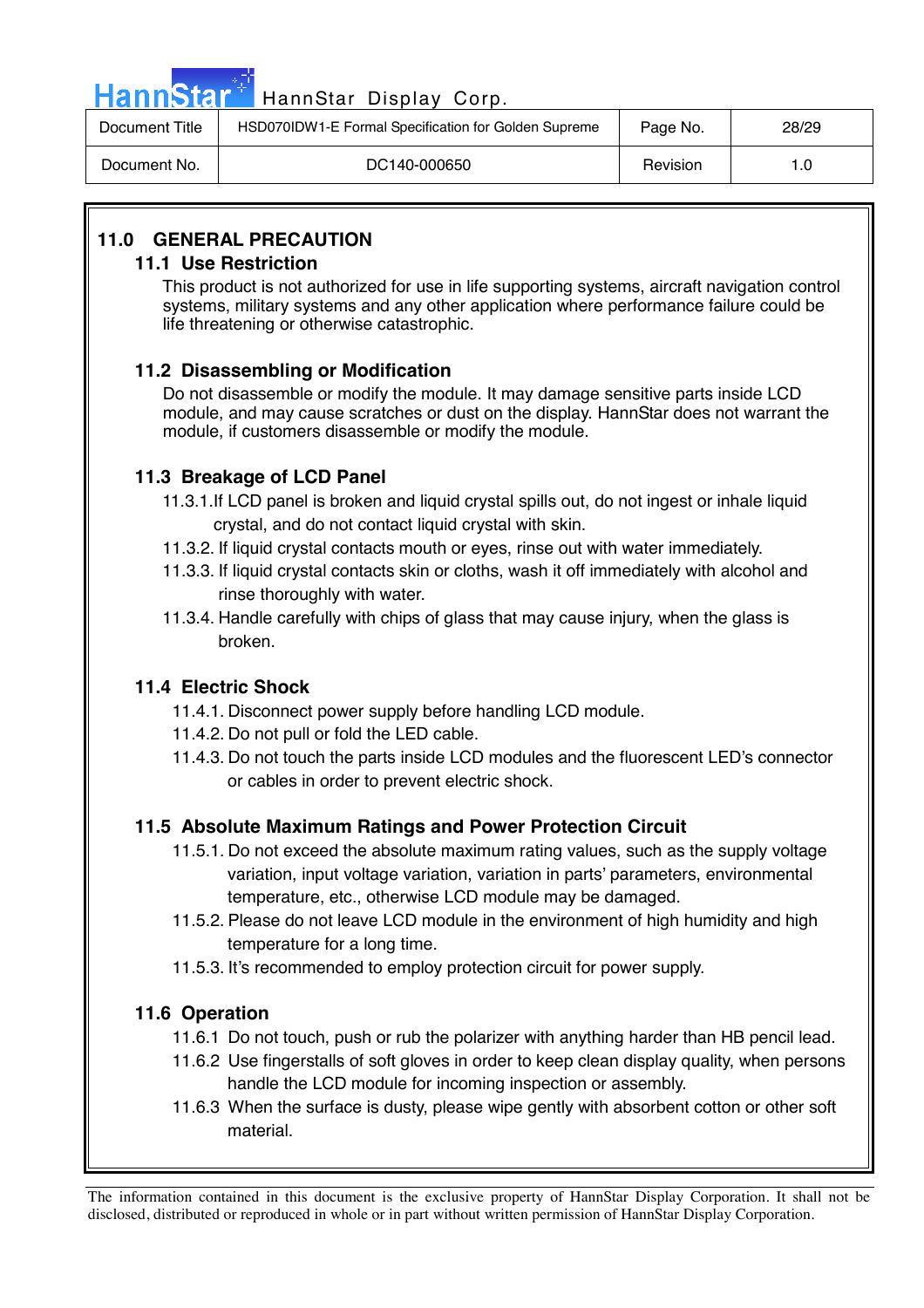## 11.0 GENERAL PRECAUTION

### 11.1 Use Restriction

This product is not authorized for use in life supporting systems, aircraft navigation control systems, military systems and any other application where performance failure could be life threatening or otherwise catastrophic.

### 11.2 Disassembling or Modification

Do not disassemble or modify the module. It may damage sensitive parts inside LCD module, and may cause scratches or dust on the display. HannStar does not warrant the module, if customers disassemble or modify the module.

### 11.3 Breakage of LCD Panel

11.3.1. If LCD panel is broken and liquid crystal spills out, do not ingest or inhale liquid crystal, and do not contact liquid crystal with skin.

11.3.2. If liquid crystal contacts mouth or eyes, rinse out with water immediately.

11.3.3. If liquid crystal contacts skin or cloths, wash it off immediately with alcohol and rinse thoroughly with water.

11.3.4. Handle carefully with chips of glass that may cause injury, when the glass is broken.

### 11.4 Electric Shock

11.4.1. Disconnect power supply before handling LCD module.

11.4.2. Do not pull or fold the LED cable.

11.4.3. Do not touch the parts inside LCD modules and the fluorescent LED's connector or cables in order to prevent electric shock.

### 11.5 Absolute Maximum Ratings and Power Protection Circuit

11.5.1. Do not exceed the absolute maximum rating values, such as the supply voltage variation, input voltage variation, variation in parts' parameters, environmental temperature, etc., otherwise LCD module may be damaged.

11.5.2. Please do not leave LCD module in the environment of high humidity and high temperature for a long time.

11.5.3. It's recommended to employ protection circuit for power supply.

### 11.6 Operation

11.6.1 Do not touch, push or rub the polarizer with anything harder than HB pencil lead.

11.6.2 Use fingerstalls of soft gloves in order to keep clean display quality, when persons handle the LCD module for incoming inspection or assembly.

11.6.3 When the surface is dusty, please wipe gently with absorbent cotton or other soft material.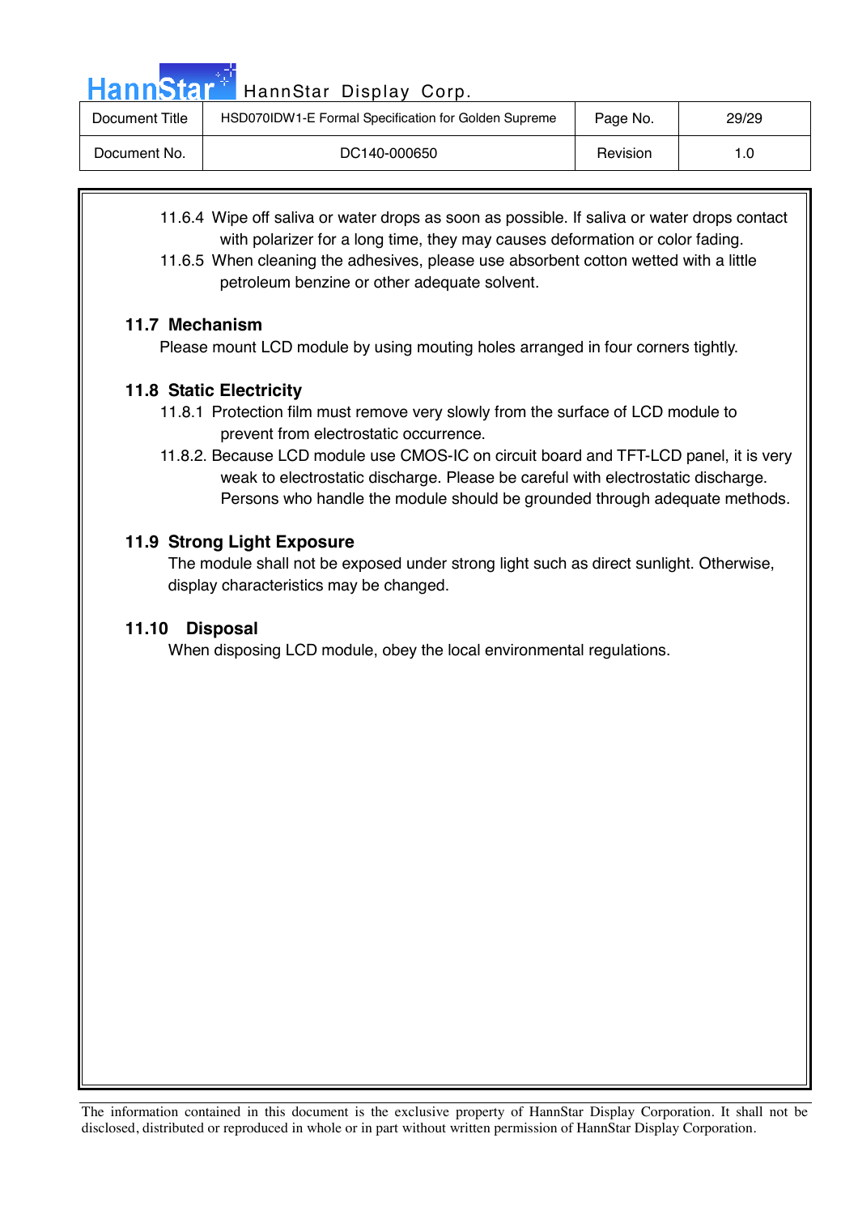11.6.4 Wipe off saliva or water drops as soon as possible. If saliva or water drops contact with polarizer for a long time, they may causes deformation or color fading.

11.6.5 When cleaning the adhesives, please use absorbent cotton wetted with a little petroleum benzine or other adequate solvent.

## 11.7 Mechanism

Please mount LCD module by using mouting holes arranged in four corners tightly.

## 11.8 Static Electricity

11.8.1 Protection film must remove very slowly from the surface of LCD module to prevent from electrostatic occurrence.

11.8.2. Because LCD module use CMOS-IC on circuit board and TFT-LCD panel, it is very weak to electrostatic discharge. Please be careful with electrostatic discharge. Persons who handle the module should be grounded through adequate methods.

## 11.9 Strong Light Exposure

The module shall not be exposed under strong light such as direct sunlight. Otherwise, display characteristics may be changed.

## 11.10 Disposal

When disposing LCD module, obey the local environmental regulations.